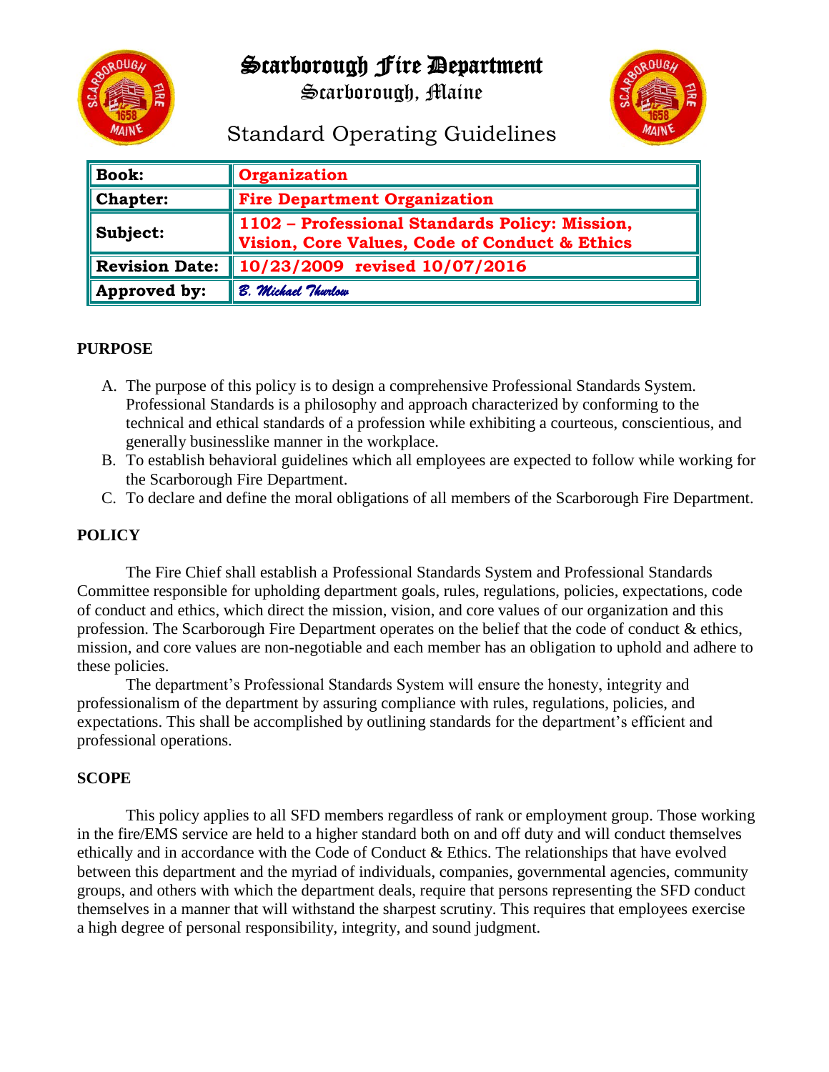# Scarborough Fire Department

Scarborough, Maine

Standard Operating Guidelines

| **Book:** | **Organization** |
|---|---|
| **Chapter:** | **Fire Department Organization** |
| **Subject:** | **1102 – Professional Standards Policy: Mission, Vision, Core Values, Code of Conduct & Ethics** |
| **Revision Date:** | **10/23/2009 revised 10/07/2016** |
| **Approved by:** | *B. Michael Thurlow* |

## PURPOSE

A. The purpose of this policy is to design a comprehensive Professional Standards System. Professional Standards is a philosophy and approach characterized by conforming to the technical and ethical standards of a profession while exhibiting a courteous, conscientious, and generally businesslike manner in the workplace.
B. To establish behavioral guidelines which all employees are expected to follow while working for the Scarborough Fire Department.
C. To declare and define the moral obligations of all members of the Scarborough Fire Department.

## POLICY

The Fire Chief shall establish a Professional Standards System and Professional Standards Committee responsible for upholding department goals, rules, regulations, policies, expectations, code of conduct and ethics, which direct the mission, vision, and core values of our organization and this profession. The Scarborough Fire Department operates on the belief that the code of conduct & ethics, mission, and core values are non-negotiable and each member has an obligation to uphold and adhere to these policies.

The department's Professional Standards System will ensure the honesty, integrity and professionalism of the department by assuring compliance with rules, regulations, policies, and expectations. This shall be accomplished by outlining standards for the department's efficient and professional operations.

## SCOPE

This policy applies to all SFD members regardless of rank or employment group. Those working in the fire/EMS service are held to a higher standard both on and off duty and will conduct themselves ethically and in accordance with the Code of Conduct & Ethics. The relationships that have evolved between this department and the myriad of individuals, companies, governmental agencies, community groups, and others with which the department deals, require that persons representing the SFD conduct themselves in a manner that will withstand the sharpest scrutiny. This requires that employees exercise a high degree of personal responsibility, integrity, and sound judgment.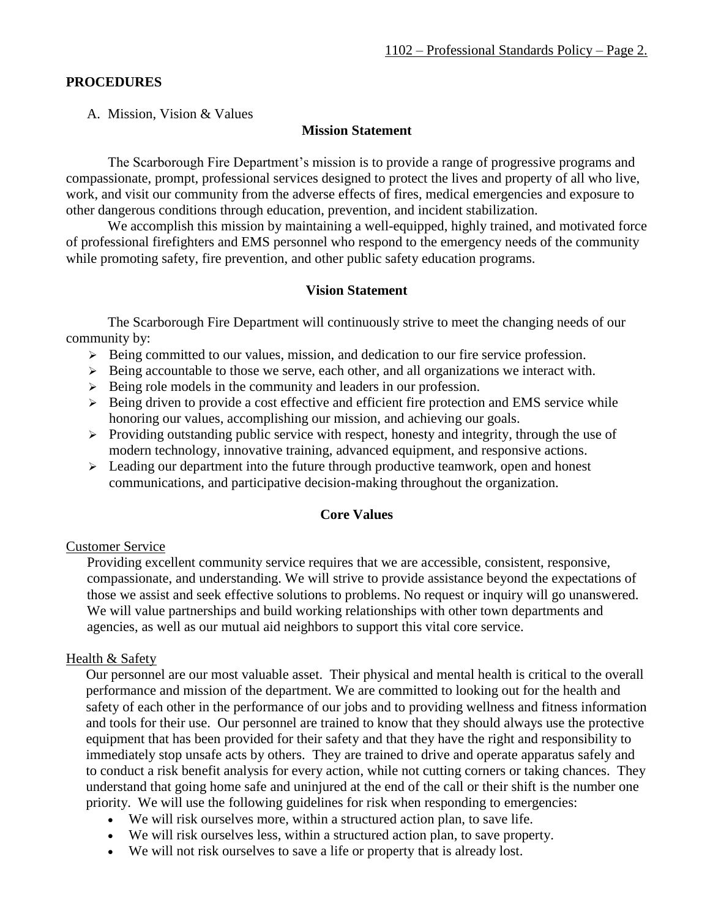## PROCEDURES

A. Mission, Vision & Values

### Mission Statement

The Scarborough Fire Department's mission is to provide a range of progressive programs and compassionate, prompt, professional services designed to protect the lives and property of all who live, work, and visit our community from the adverse effects of fires, medical emergencies and exposure to other dangerous conditions through education, prevention, and incident stabilization.

We accomplish this mission by maintaining a well-equipped, highly trained, and motivated force of professional firefighters and EMS personnel who respond to the emergency needs of the community while promoting safety, fire prevention, and other public safety education programs.

### Vision Statement

The Scarborough Fire Department will continuously strive to meet the changing needs of our community by:

- Being committed to our values, mission, and dedication to our fire service profession.
- Being accountable to those we serve, each other, and all organizations we interact with.
- Being role models in the community and leaders in our profession.
- Being driven to provide a cost effective and efficient fire protection and EMS service while honoring our values, accomplishing our mission, and achieving our goals.
- Providing outstanding public service with respect, honesty and integrity, through the use of modern technology, innovative training, advanced equipment, and responsive actions.
- Leading our department into the future through productive teamwork, open and honest communications, and participative decision-making throughout the organization.

### Core Values

Customer Service

Providing excellent community service requires that we are accessible, consistent, responsive, compassionate, and understanding. We will strive to provide assistance beyond the expectations of those we assist and seek effective solutions to problems. No request or inquiry will go unanswered. We will value partnerships and build working relationships with other town departments and agencies, as well as our mutual aid neighbors to support this vital core service.

Health & Safety

Our personnel are our most valuable asset. Their physical and mental health is critical to the overall performance and mission of the department. We are committed to looking out for the health and safety of each other in the performance of our jobs and to providing wellness and fitness information and tools for their use. Our personnel are trained to know that they should always use the protective equipment that has been provided for their safety and that they have the right and responsibility to immediately stop unsafe acts by others. They are trained to drive and operate apparatus safely and to conduct a risk benefit analysis for every action, while not cutting corners or taking chances. They understand that going home safe and uninjured at the end of the call or their shift is the number one priority. We will use the following guidelines for risk when responding to emergencies:

- We will risk ourselves more, within a structured action plan, to save life.
- We will risk ourselves less, within a structured action plan, to save property.
- We will not risk ourselves to save a life or property that is already lost.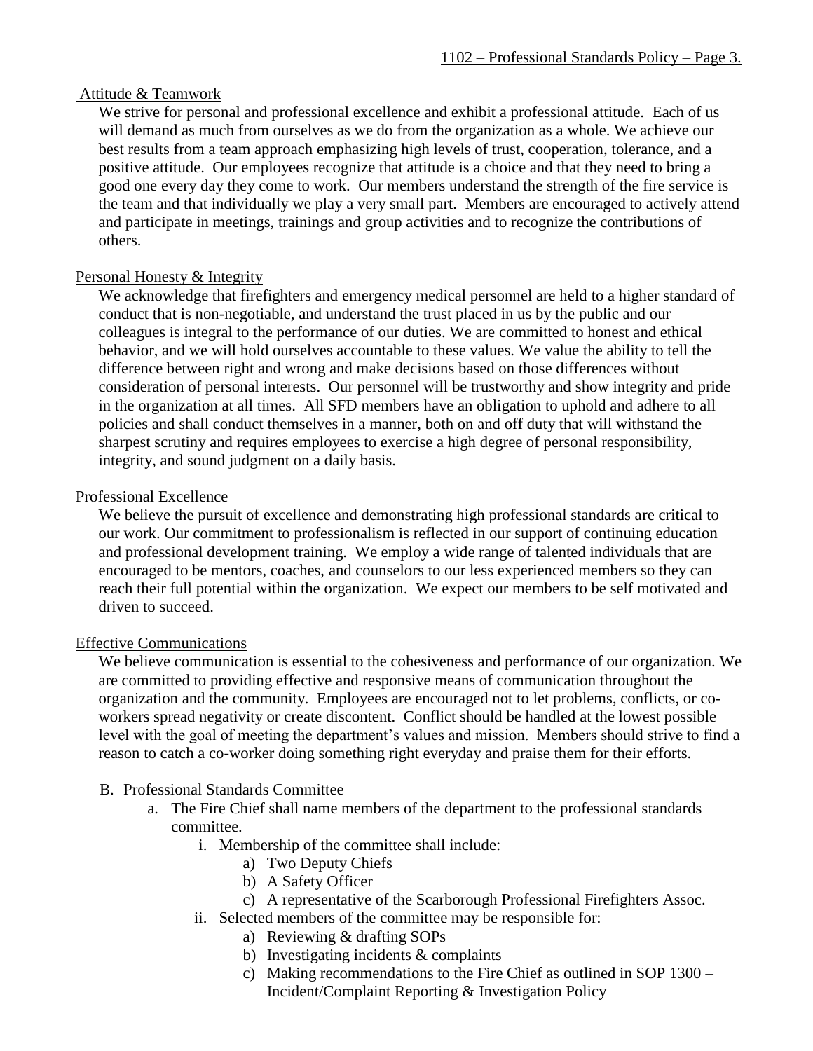Attitude & Teamwork

We strive for personal and professional excellence and exhibit a professional attitude. Each of us will demand as much from ourselves as we do from the organization as a whole. We achieve our best results from a team approach emphasizing high levels of trust, cooperation, tolerance, and a positive attitude. Our employees recognize that attitude is a choice and that they need to bring a good one every day they come to work. Our members understand the strength of the fire service is the team and that individually we play a very small part. Members are encouraged to actively attend and participate in meetings, trainings and group activities and to recognize the contributions of others.

Personal Honesty & Integrity

We acknowledge that firefighters and emergency medical personnel are held to a higher standard of conduct that is non-negotiable, and understand the trust placed in us by the public and our colleagues is integral to the performance of our duties. We are committed to honest and ethical behavior, and we will hold ourselves accountable to these values. We value the ability to tell the difference between right and wrong and make decisions based on those differences without consideration of personal interests. Our personnel will be trustworthy and show integrity and pride in the organization at all times. All SFD members have an obligation to uphold and adhere to all policies and shall conduct themselves in a manner, both on and off duty that will withstand the sharpest scrutiny and requires employees to exercise a high degree of personal responsibility, integrity, and sound judgment on a daily basis.

Professional Excellence

We believe the pursuit of excellence and demonstrating high professional standards are critical to our work. Our commitment to professionalism is reflected in our support of continuing education and professional development training. We employ a wide range of talented individuals that are encouraged to be mentors, coaches, and counselors to our less experienced members so they can reach their full potential within the organization. We expect our members to be self motivated and driven to succeed.

Effective Communications

We believe communication is essential to the cohesiveness and performance of our organization. We are committed to providing effective and responsive means of communication throughout the organization and the community. Employees are encouraged not to let problems, conflicts, or co-workers spread negativity or create discontent. Conflict should be handled at the lowest possible level with the goal of meeting the department's values and mission. Members should strive to find a reason to catch a co-worker doing something right everyday and praise them for their efforts.

B. Professional Standards Committee
   a. The Fire Chief shall name members of the department to the professional standards committee.
      i. Membership of the committee shall include:
         a) Two Deputy Chiefs
         b) A Safety Officer
         c) A representative of the Scarborough Professional Firefighters Assoc.
      ii. Selected members of the committee may be responsible for:
         a) Reviewing & drafting SOPs
         b) Investigating incidents & complaints
         c) Making recommendations to the Fire Chief as outlined in SOP 1300 – Incident/Complaint Reporting & Investigation Policy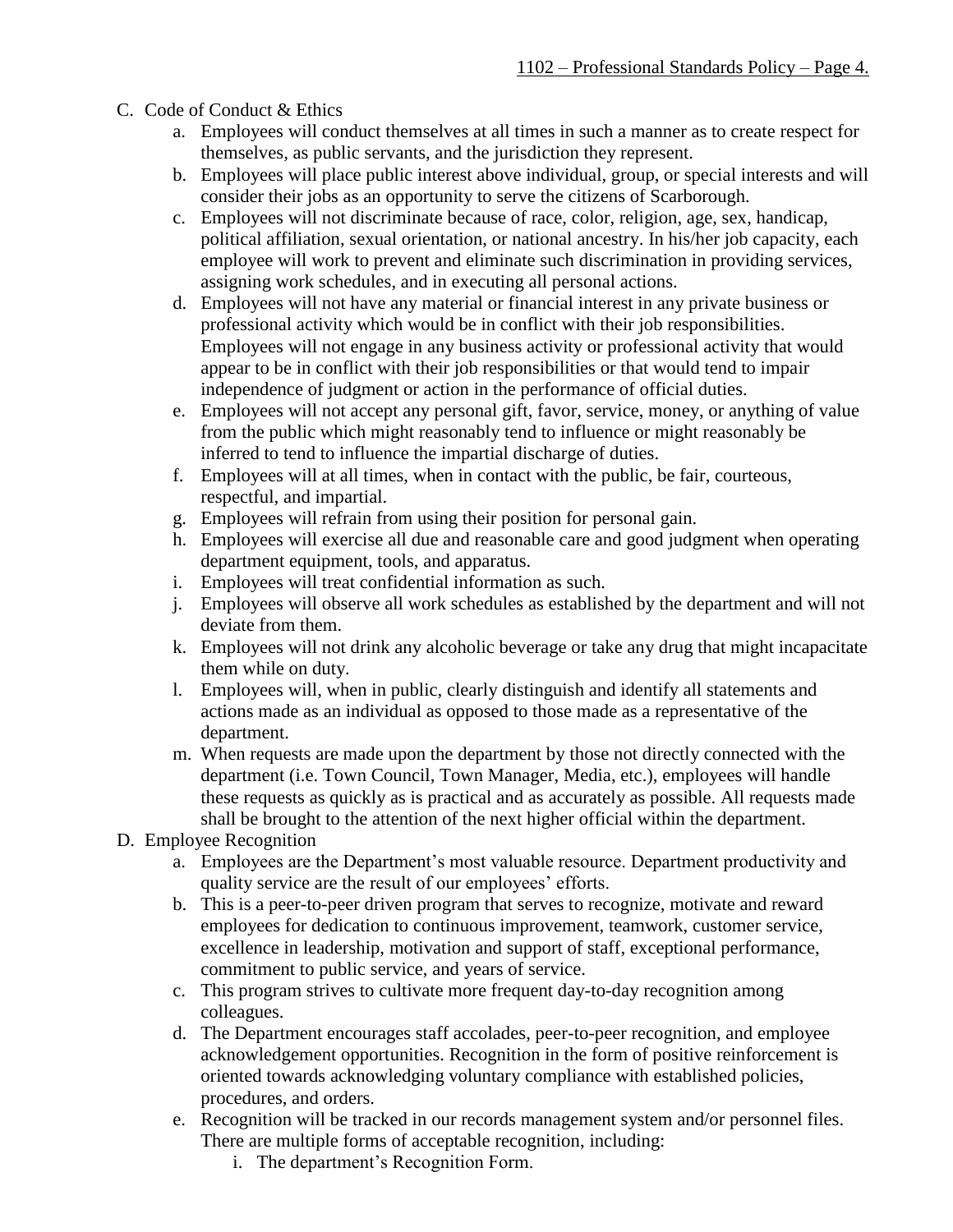C. Code of Conduct & Ethics
   a. Employees will conduct themselves at all times in such a manner as to create respect for themselves, as public servants, and the jurisdiction they represent.
   b. Employees will place public interest above individual, group, or special interests and will consider their jobs as an opportunity to serve the citizens of Scarborough.
   c. Employees will not discriminate because of race, color, religion, age, sex, handicap, political affiliation, sexual orientation, or national ancestry. In his/her job capacity, each employee will work to prevent and eliminate such discrimination in providing services, assigning work schedules, and in executing all personal actions.
   d. Employees will not have any material or financial interest in any private business or professional activity which would be in conflict with their job responsibilities. Employees will not engage in any business activity or professional activity that would appear to be in conflict with their job responsibilities or that would tend to impair independence of judgment or action in the performance of official duties.
   e. Employees will not accept any personal gift, favor, service, money, or anything of value from the public which might reasonably tend to influence or might reasonably be inferred to tend to influence the impartial discharge of duties.
   f. Employees will at all times, when in contact with the public, be fair, courteous, respectful, and impartial.
   g. Employees will refrain from using their position for personal gain.
   h. Employees will exercise all due and reasonable care and good judgment when operating department equipment, tools, and apparatus.
   i. Employees will treat confidential information as such.
   j. Employees will observe all work schedules as established by the department and will not deviate from them.
   k. Employees will not drink any alcoholic beverage or take any drug that might incapacitate them while on duty.
   l. Employees will, when in public, clearly distinguish and identify all statements and actions made as an individual as opposed to those made as a representative of the department.
   m. When requests are made upon the department by those not directly connected with the department (i.e. Town Council, Town Manager, Media, etc.), employees will handle these requests as quickly as is practical and as accurately as possible. All requests made shall be brought to the attention of the next higher official within the department.

D. Employee Recognition
   a. Employees are the Department's most valuable resource. Department productivity and quality service are the result of our employees' efforts.
   b. This is a peer-to-peer driven program that serves to recognize, motivate and reward employees for dedication to continuous improvement, teamwork, customer service, excellence in leadership, motivation and support of staff, exceptional performance, commitment to public service, and years of service.
   c. This program strives to cultivate more frequent day-to-day recognition among colleagues.
   d. The Department encourages staff accolades, peer-to-peer recognition, and employee acknowledgement opportunities. Recognition in the form of positive reinforcement is oriented towards acknowledging voluntary compliance with established policies, procedures, and orders.
   e. Recognition will be tracked in our records management system and/or personnel files. There are multiple forms of acceptable recognition, including:
      i. The department's Recognition Form.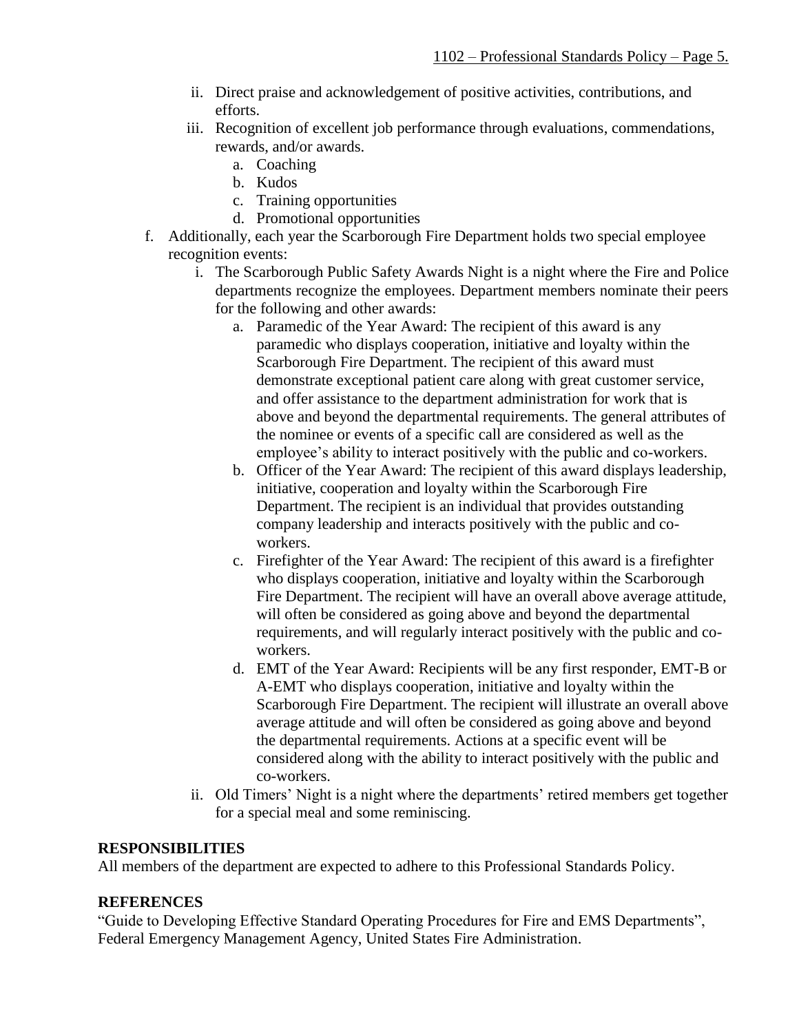ii. Direct praise and acknowledgement of positive activities, contributions, and efforts.

iii. Recognition of excellent job performance through evaluations, commendations, rewards, and/or awards.

   a. Coaching
   b. Kudos
   c. Training opportunities
   d. Promotional opportunities

f. Additionally, each year the Scarborough Fire Department holds two special employee recognition events:

   i. The Scarborough Public Safety Awards Night is a night where the Fire and Police departments recognize the employees. Department members nominate their peers for the following and other awards:

      a. Paramedic of the Year Award: The recipient of this award is any paramedic who displays cooperation, initiative and loyalty within the Scarborough Fire Department. The recipient of this award must demonstrate exceptional patient care along with great customer service, and offer assistance to the department administration for work that is above and beyond the departmental requirements. The general attributes of the nominee or events of a specific call are considered as well as the employee's ability to interact positively with the public and co-workers.

      b. Officer of the Year Award: The recipient of this award displays leadership, initiative, cooperation and loyalty within the Scarborough Fire Department. The recipient is an individual that provides outstanding company leadership and interacts positively with the public and co-workers.

      c. Firefighter of the Year Award: The recipient of this award is a firefighter who displays cooperation, initiative and loyalty within the Scarborough Fire Department. The recipient will have an overall above average attitude, will often be considered as going above and beyond the departmental requirements, and will regularly interact positively with the public and co-workers.

      d. EMT of the Year Award: Recipients will be any first responder, EMT-B or A-EMT who displays cooperation, initiative and loyalty within the Scarborough Fire Department. The recipient will illustrate an overall above average attitude and will often be considered as going above and beyond the departmental requirements. Actions at a specific event will be considered along with the ability to interact positively with the public and co-workers.

   ii. Old Timers' Night is a night where the departments' retired members get together for a special meal and some reminiscing.

## RESPONSIBILITIES

All members of the department are expected to adhere to this Professional Standards Policy.

## REFERENCES

"Guide to Developing Effective Standard Operating Procedures for Fire and EMS Departments", Federal Emergency Management Agency, United States Fire Administration.